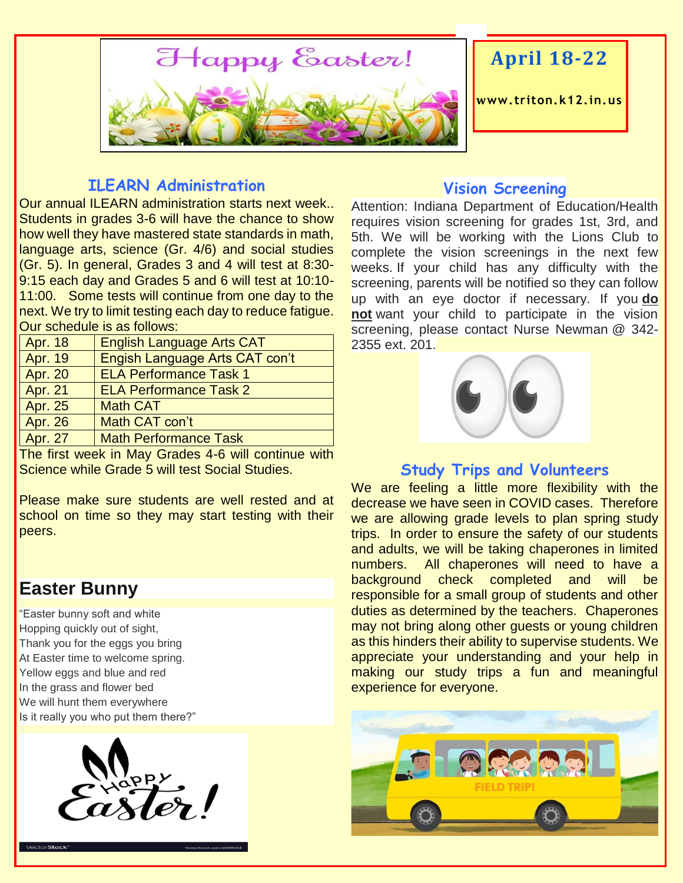# Happy Easter!

## April 18-22

www.triton.k12.in.us

## ILEARN Administration

Our annual ILEARN administration starts next week.. Students in grades 3-6 will have the chance to show how well they have mastered state standards in math, language arts, science (Gr. 4/6) and social studies (Gr. 5). In general, Grades 3 and 4 will test at 8:30-9:15 each day and Grades 5 and 6 will test at 10:10-11:00. Some tests will continue from one day to the next. We try to limit testing each day to reduce fatigue. Our schedule is as follows:

| Apr. 18 | English Language Arts CAT |
|---|---|
| Apr. 19 | Engish Language Arts CAT con't |
| Apr. 20 | ELA Performance Task 1 |
| Apr. 21 | ELA Performance Task 2 |
| Apr. 25 | Math CAT |
| Apr. 26 | Math CAT con't |
| Apr. 27 | Math Performance Task |

The first week in May Grades 4-6 will continue with Science while Grade 5 will test Social Studies.

Please make sure students are well rested and at school on time so they may start testing with their peers.

## Easter Bunny

"Easter bunny soft and white
Hopping quickly out of sight,
Thank you for the eggs you bring
At Easter time to welcome spring.
Yellow eggs and blue and red
In the grass and flower bed
We will hunt them everywhere
Is it really you who put them there?"

## Vision Screening

Attention: Indiana Department of Education/Health requires vision screening for grades 1st, 3rd, and 5th. We will be working with the Lions Club to complete the vision screenings in the next few weeks. If your child has any difficulty with the screening, parents will be notified so they can follow up with an eye doctor if necessary. If you **do not** want your child to participate in the vision screening, please contact Nurse Newman @ 342-2355 ext. 201.

## Study Trips and Volunteers

We are feeling a little more flexibility with the decrease we have seen in COVID cases. Therefore we are allowing grade levels to plan spring study trips. In order to ensure the safety of our students and adults, we will be taking chaperones in limited numbers. All chaperones will need to have a background check completed and will be responsible for a small group of students and other duties as determined by the teachers. Chaperones may not bring along other guests or young children as this hinders their ability to supervise students. We appreciate your understanding and your help in making our study trips a fun and meaningful experience for everyone.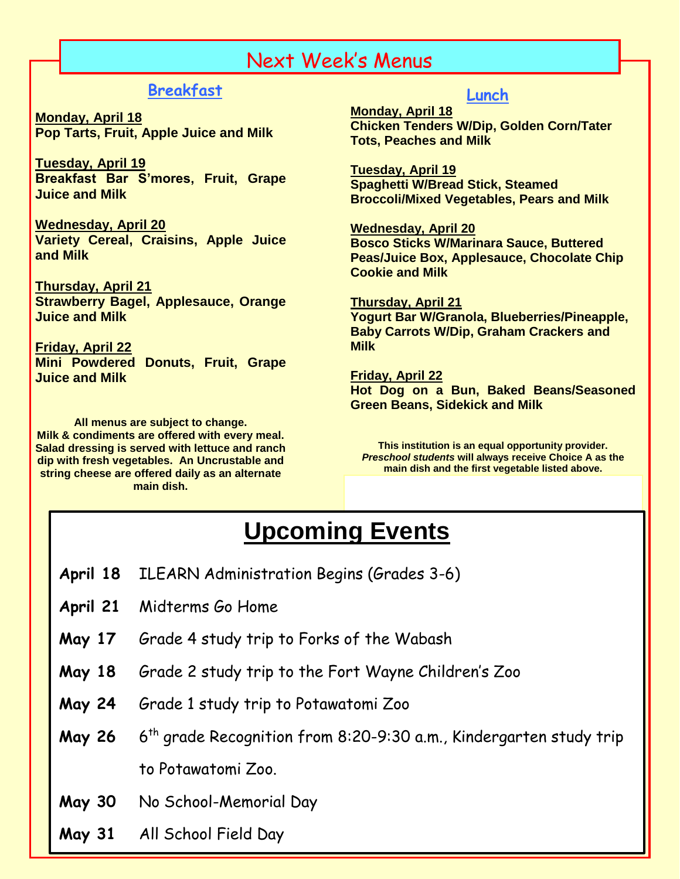# Next Week's Menus

## Breakfast

**Monday, April 18**
**Pop Tarts, Fruit, Apple Juice and Milk**

**Tuesday, April 19**
**Breakfast Bar S'mores, Fruit, Grape Juice and Milk**

**Wednesday, April 20**
**Variety Cereal, Craisins, Apple Juice and Milk**

**Thursday, April 21**
**Strawberry Bagel, Applesauce, Orange Juice and Milk**

**Friday, April 22**
**Mini Powdered Donuts, Fruit, Grape Juice and Milk**

**All menus are subject to change. Milk & condiments are offered with every meal. Salad dressing is served with lettuce and ranch dip with fresh vegetables. An Uncrustable and string cheese are offered daily as an alternate main dish.**

## Lunch

**Monday, April 18**
**Chicken Tenders W/Dip, Golden Corn/Tater Tots, Peaches and Milk**

**Tuesday, April 19**
**Spaghetti W/Bread Stick, Steamed Broccoli/Mixed Vegetables, Pears and Milk**

**Wednesday, April 20**
**Bosco Sticks W/Marinara Sauce, Buttered Peas/Juice Box, Applesauce, Chocolate Chip Cookie and Milk**

**Thursday, April 21**
**Yogurt Bar W/Granola, Blueberries/Pineapple, Baby Carrots W/Dip, Graham Crackers and Milk**

**Friday, April 22**
**Hot Dog on a Bun, Baked Beans/Seasoned Green Beans, Sidekick and Milk**

**This institution is an equal opportunity provider. *Preschool students* will always receive Choice A as the main dish and the first vegetable listed above.**

# Upcoming Events

**April 18** ILEARN Administration Begins (Grades 3-6)

**April 21** Midterms Go Home

**May 17** Grade 4 study trip to Forks of the Wabash

**May 18** Grade 2 study trip to the Fort Wayne Children's Zoo

**May 24** Grade 1 study trip to Potawatomi Zoo

**May 26** 6th grade Recognition from 8:20-9:30 a.m., Kindergarten study trip to Potawatomi Zoo.

**May 30** No School-Memorial Day

**May 31** All School Field Day